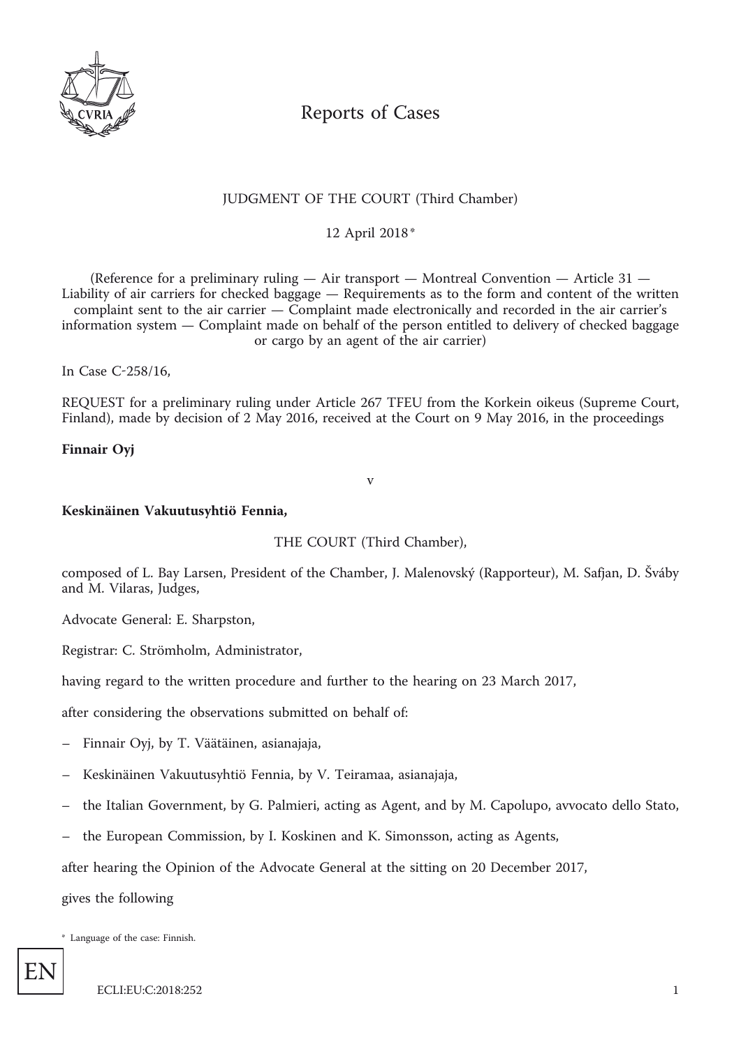# Reports of Cases

JUDGMENT OF THE COURT (Third Chamber)

12 April 2018 *

(Reference for a preliminary ruling — Air transport — Montreal Convention — Article 31 — Liability of air carriers for checked baggage — Requirements as to the form and content of the written complaint sent to the air carrier — Complaint made electronically and recorded in the air carrier's information system — Complaint made on behalf of the person entitled to delivery of checked baggage or cargo by an agent of the air carrier)

In Case C-258/16,

REQUEST for a preliminary ruling under Article 267 TFEU from the Korkein oikeus (Supreme Court, Finland), made by decision of 2 May 2016, received at the Court on 9 May 2016, in the proceedings

**Finnair Oyj**

v

**Keskinäinen Vakuutusyhtiö Fennia,**

THE COURT (Third Chamber),

composed of L. Bay Larsen, President of the Chamber, J. Malenovský (Rapporteur), M. Safjan, D. Šváby and M. Vilaras, Judges,

Advocate General: E. Sharpston,

Registrar: C. Strömholm, Administrator,

having regard to the written procedure and further to the hearing on 23 March 2017,

after considering the observations submitted on behalf of:

– Finnair Oyj, by T. Väätäinen, asianajaja,

– Keskinäinen Vakuutusyhtiö Fennia, by V. Teiramaa, asianajaja,

– the Italian Government, by G. Palmieri, acting as Agent, and by M. Capolupo, avvocato dello Stato,

– the European Commission, by I. Koskinen and K. Simonsson, acting as Agents,

after hearing the Opinion of the Advocate General at the sitting on 20 December 2017,

gives the following

\* Language of the case: Finnish.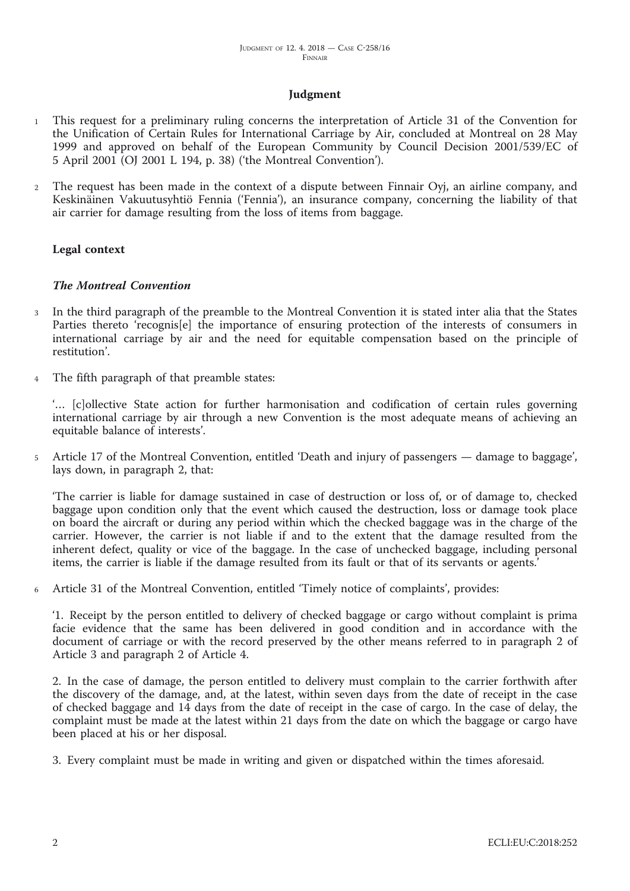## Judgment

1 This request for a preliminary ruling concerns the interpretation of Article 31 of the Convention for the Unification of Certain Rules for International Carriage by Air, concluded at Montreal on 28 May 1999 and approved on behalf of the European Community by Council Decision 2001/539/EC of 5 April 2001 (OJ 2001 L 194, p. 38) ('the Montreal Convention').

2 The request has been made in the context of a dispute between Finnair Oyj, an airline company, and Keskinäinen Vakuutusyhtiö Fennia ('Fennia'), an insurance company, concerning the liability of that air carrier for damage resulting from the loss of items from baggage.

### Legal context

#### *The Montreal Convention*

3 In the third paragraph of the preamble to the Montreal Convention it is stated inter alia that the States Parties thereto 'recognis[e] the importance of ensuring protection of the interests of consumers in international carriage by air and the need for equitable compensation based on the principle of restitution'.

4 The fifth paragraph of that preamble states:

'… [c]ollective State action for further harmonisation and codification of certain rules governing international carriage by air through a new Convention is the most adequate means of achieving an equitable balance of interests'.

5 Article 17 of the Montreal Convention, entitled 'Death and injury of passengers — damage to baggage', lays down, in paragraph 2, that:

'The carrier is liable for damage sustained in case of destruction or loss of, or of damage to, checked baggage upon condition only that the event which caused the destruction, loss or damage took place on board the aircraft or during any period within which the checked baggage was in the charge of the carrier. However, the carrier is not liable if and to the extent that the damage resulted from the inherent defect, quality or vice of the baggage. In the case of unchecked baggage, including personal items, the carrier is liable if the damage resulted from its fault or that of its servants or agents.'

6 Article 31 of the Montreal Convention, entitled 'Timely notice of complaints', provides:

'1. Receipt by the person entitled to delivery of checked baggage or cargo without complaint is prima facie evidence that the same has been delivered in good condition and in accordance with the document of carriage or with the record preserved by the other means referred to in paragraph 2 of Article 3 and paragraph 2 of Article 4.

2. In the case of damage, the person entitled to delivery must complain to the carrier forthwith after the discovery of the damage, and, at the latest, within seven days from the date of receipt in the case of checked baggage and 14 days from the date of receipt in the case of cargo. In the case of delay, the complaint must be made at the latest within 21 days from the date on which the baggage or cargo have been placed at his or her disposal.

3. Every complaint must be made in writing and given or dispatched within the times aforesaid.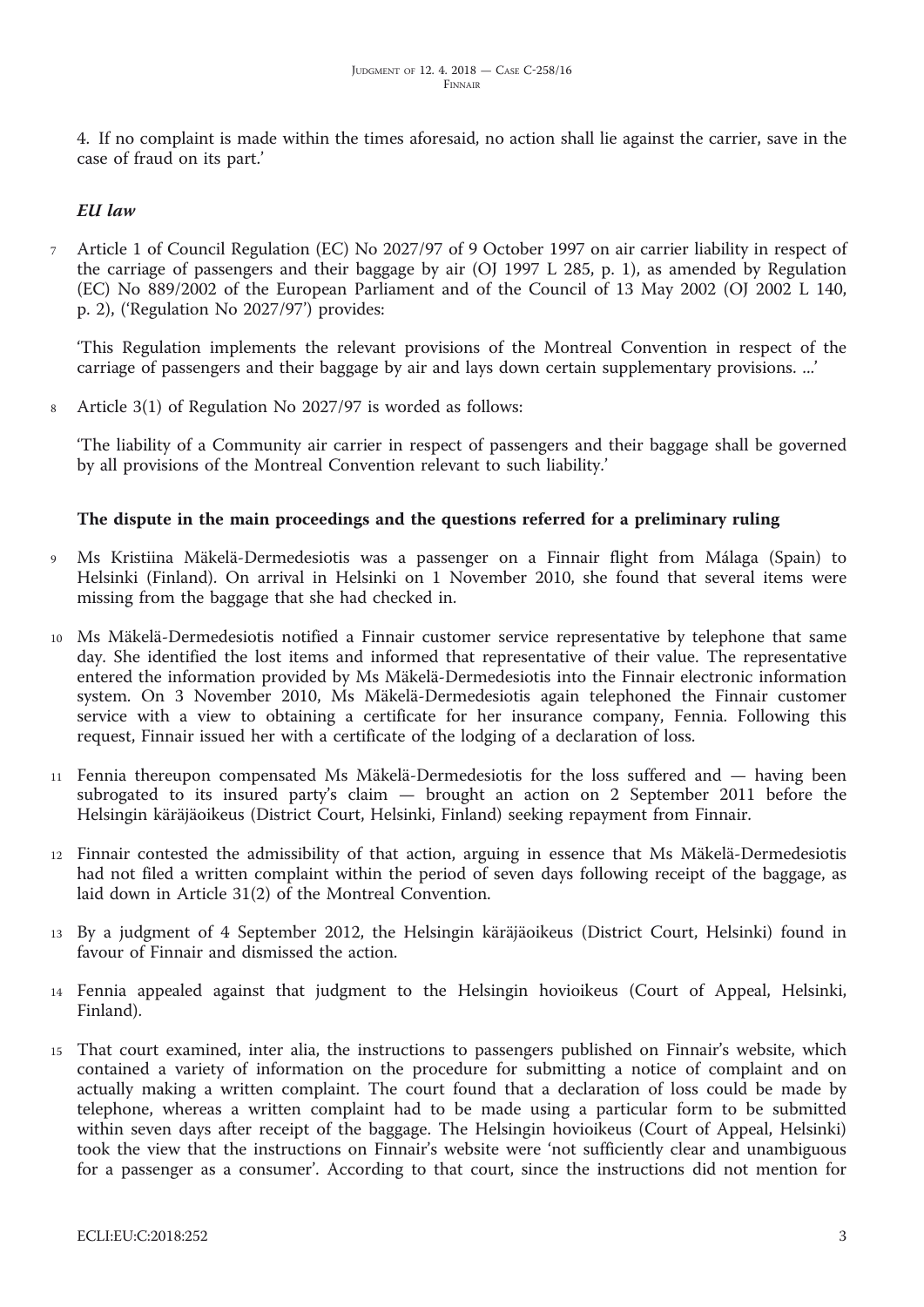4. If no complaint is made within the times aforesaid, no action shall lie against the carrier, save in the case of fraud on its part.'

*EU law*

7 Article 1 of Council Regulation (EC) No 2027/97 of 9 October 1997 on air carrier liability in respect of the carriage of passengers and their baggage by air (OJ 1997 L 285, p. 1), as amended by Regulation (EC) No 889/2002 of the European Parliament and of the Council of 13 May 2002 (OJ 2002 L 140, p. 2), ('Regulation No 2027/97') provides:

'This Regulation implements the relevant provisions of the Montreal Convention in respect of the carriage of passengers and their baggage by air and lays down certain supplementary provisions. ...'

8 Article 3(1) of Regulation No 2027/97 is worded as follows:

'The liability of a Community air carrier in respect of passengers and their baggage shall be governed by all provisions of the Montreal Convention relevant to such liability.'

**The dispute in the main proceedings and the questions referred for a preliminary ruling**

9 Ms Kristiina Mäkelä-Dermedesiotis was a passenger on a Finnair flight from Málaga (Spain) to Helsinki (Finland). On arrival in Helsinki on 1 November 2010, she found that several items were missing from the baggage that she had checked in.

10 Ms Mäkelä-Dermedesiotis notified a Finnair customer service representative by telephone that same day. She identified the lost items and informed that representative of their value. The representative entered the information provided by Ms Mäkelä-Dermedesiotis into the Finnair electronic information system. On 3 November 2010, Ms Mäkelä-Dermedesiotis again telephoned the Finnair customer service with a view to obtaining a certificate for her insurance company, Fennia. Following this request, Finnair issued her with a certificate of the lodging of a declaration of loss.

11 Fennia thereupon compensated Ms Mäkelä-Dermedesiotis for the loss suffered and — having been subrogated to its insured party's claim — brought an action on 2 September 2011 before the Helsingin käräjäoikeus (District Court, Helsinki, Finland) seeking repayment from Finnair.

12 Finnair contested the admissibility of that action, arguing in essence that Ms Mäkelä-Dermedesiotis had not filed a written complaint within the period of seven days following receipt of the baggage, as laid down in Article 31(2) of the Montreal Convention.

13 By a judgment of 4 September 2012, the Helsingin käräjäoikeus (District Court, Helsinki) found in favour of Finnair and dismissed the action.

14 Fennia appealed against that judgment to the Helsingin hovioikeus (Court of Appeal, Helsinki, Finland).

15 That court examined, inter alia, the instructions to passengers published on Finnair's website, which contained a variety of information on the procedure for submitting a notice of complaint and on actually making a written complaint. The court found that a declaration of loss could be made by telephone, whereas a written complaint had to be made using a particular form to be submitted within seven days after receipt of the baggage. The Helsingin hovioikeus (Court of Appeal, Helsinki) took the view that the instructions on Finnair's website were 'not sufficiently clear and unambiguous for a passenger as a consumer'. According to that court, since the instructions did not mention for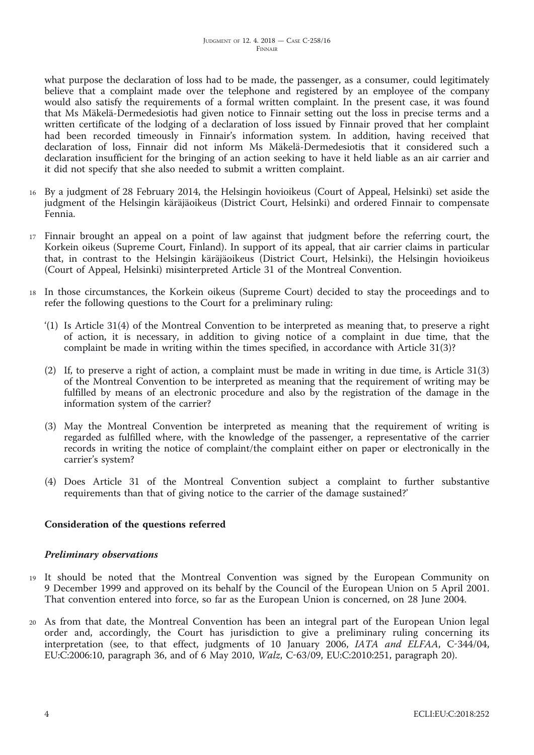what purpose the declaration of loss had to be made, the passenger, as a consumer, could legitimately believe that a complaint made over the telephone and registered by an employee of the company would also satisfy the requirements of a formal written complaint. In the present case, it was found that Ms Mäkelä-Dermedesiotis had given notice to Finnair setting out the loss in precise terms and a written certificate of the lodging of a declaration of loss issued by Finnair proved that her complaint had been recorded timeously in Finnair's information system. In addition, having received that declaration of loss, Finnair did not inform Ms Mäkelä-Dermedesiotis that it considered such a declaration insufficient for the bringing of an action seeking to have it held liable as an air carrier and it did not specify that she also needed to submit a written complaint.

16 By a judgment of 28 February 2014, the Helsingin hovioikeus (Court of Appeal, Helsinki) set aside the judgment of the Helsingin käräjäoikeus (District Court, Helsinki) and ordered Finnair to compensate Fennia.

17 Finnair brought an appeal on a point of law against that judgment before the referring court, the Korkein oikeus (Supreme Court, Finland). In support of its appeal, that air carrier claims in particular that, in contrast to the Helsingin käräjäoikeus (District Court, Helsinki), the Helsingin hovioikeus (Court of Appeal, Helsinki) misinterpreted Article 31 of the Montreal Convention.

18 In those circumstances, the Korkein oikeus (Supreme Court) decided to stay the proceedings and to refer the following questions to the Court for a preliminary ruling:

'(1) Is Article 31(4) of the Montreal Convention to be interpreted as meaning that, to preserve a right of action, it is necessary, in addition to giving notice of a complaint in due time, that the complaint be made in writing within the times specified, in accordance with Article 31(3)?

(2) If, to preserve a right of action, a complaint must be made in writing in due time, is Article 31(3) of the Montreal Convention to be interpreted as meaning that the requirement of writing may be fulfilled by means of an electronic procedure and also by the registration of the damage in the information system of the carrier?

(3) May the Montreal Convention be interpreted as meaning that the requirement of writing is regarded as fulfilled where, with the knowledge of the passenger, a representative of the carrier records in writing the notice of complaint/the complaint either on paper or electronically in the carrier's system?

(4) Does Article 31 of the Montreal Convention subject a complaint to further substantive requirements than that of giving notice to the carrier of the damage sustained?'

## Consideration of the questions referred

### *Preliminary observations*

19 It should be noted that the Montreal Convention was signed by the European Community on 9 December 1999 and approved on its behalf by the Council of the European Union on 5 April 2001. That convention entered into force, so far as the European Union is concerned, on 28 June 2004.

20 As from that date, the Montreal Convention has been an integral part of the European Union legal order and, accordingly, the Court has jurisdiction to give a preliminary ruling concerning its interpretation (see, to that effect, judgments of 10 January 2006, *IATA and ELFAA*, C-344/04, EU:C:2006:10, paragraph 36, and of 6 May 2010, *Walz*, C-63/09, EU:C:2010:251, paragraph 20).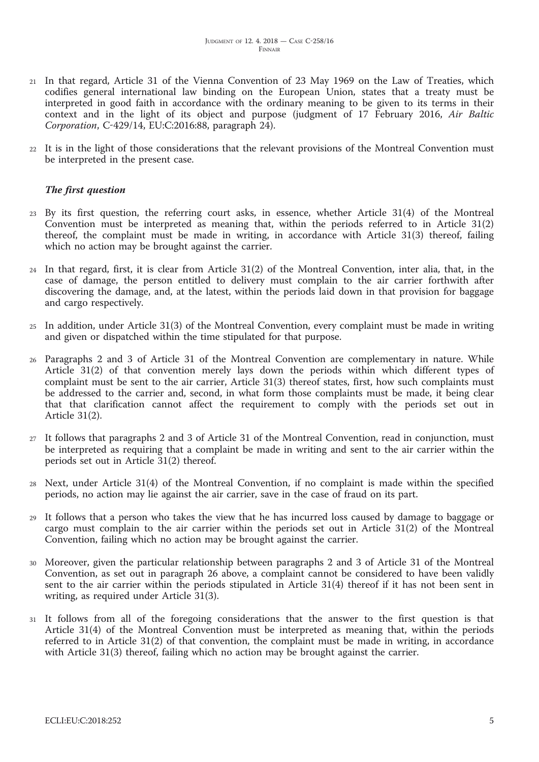21 In that regard, Article 31 of the Vienna Convention of 23 May 1969 on the Law of Treaties, which codifies general international law binding on the European Union, states that a treaty must be interpreted in good faith in accordance with the ordinary meaning to be given to its terms in their context and in the light of its object and purpose (judgment of 17 February 2016, *Air Baltic Corporation*, C-429/14, EU:C:2016:88, paragraph 24).

22 It is in the light of those considerations that the relevant provisions of the Montreal Convention must be interpreted in the present case.

### *The first question*

23 By its first question, the referring court asks, in essence, whether Article 31(4) of the Montreal Convention must be interpreted as meaning that, within the periods referred to in Article 31(2) thereof, the complaint must be made in writing, in accordance with Article 31(3) thereof, failing which no action may be brought against the carrier.

24 In that regard, first, it is clear from Article 31(2) of the Montreal Convention, inter alia, that, in the case of damage, the person entitled to delivery must complain to the air carrier forthwith after discovering the damage, and, at the latest, within the periods laid down in that provision for baggage and cargo respectively.

25 In addition, under Article 31(3) of the Montreal Convention, every complaint must be made in writing and given or dispatched within the time stipulated for that purpose.

26 Paragraphs 2 and 3 of Article 31 of the Montreal Convention are complementary in nature. While Article 31(2) of that convention merely lays down the periods within which different types of complaint must be sent to the air carrier, Article 31(3) thereof states, first, how such complaints must be addressed to the carrier and, second, in what form those complaints must be made, it being clear that that clarification cannot affect the requirement to comply with the periods set out in Article 31(2).

27 It follows that paragraphs 2 and 3 of Article 31 of the Montreal Convention, read in conjunction, must be interpreted as requiring that a complaint be made in writing and sent to the air carrier within the periods set out in Article 31(2) thereof.

28 Next, under Article 31(4) of the Montreal Convention, if no complaint is made within the specified periods, no action may lie against the air carrier, save in the case of fraud on its part.

29 It follows that a person who takes the view that he has incurred loss caused by damage to baggage or cargo must complain to the air carrier within the periods set out in Article 31(2) of the Montreal Convention, failing which no action may be brought against the carrier.

30 Moreover, given the particular relationship between paragraphs 2 and 3 of Article 31 of the Montreal Convention, as set out in paragraph 26 above, a complaint cannot be considered to have been validly sent to the air carrier within the periods stipulated in Article 31(4) thereof if it has not been sent in writing, as required under Article 31(3).

31 It follows from all of the foregoing considerations that the answer to the first question is that Article 31(4) of the Montreal Convention must be interpreted as meaning that, within the periods referred to in Article 31(2) of that convention, the complaint must be made in writing, in accordance with Article 31(3) thereof, failing which no action may be brought against the carrier.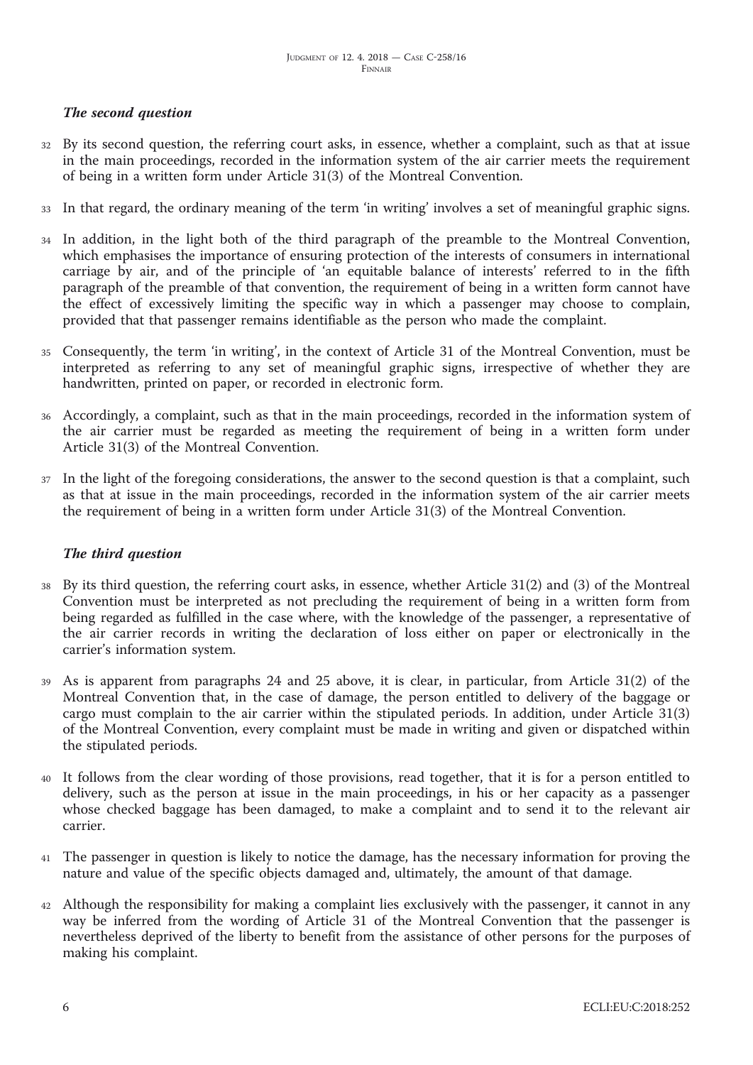### *The second question*

32 By its second question, the referring court asks, in essence, whether a complaint, such as that at issue in the main proceedings, recorded in the information system of the air carrier meets the requirement of being in a written form under Article 31(3) of the Montreal Convention.

33 In that regard, the ordinary meaning of the term 'in writing' involves a set of meaningful graphic signs.

34 In addition, in the light both of the third paragraph of the preamble to the Montreal Convention, which emphasises the importance of ensuring protection of the interests of consumers in international carriage by air, and of the principle of 'an equitable balance of interests' referred to in the fifth paragraph of the preamble of that convention, the requirement of being in a written form cannot have the effect of excessively limiting the specific way in which a passenger may choose to complain, provided that that passenger remains identifiable as the person who made the complaint.

35 Consequently, the term 'in writing', in the context of Article 31 of the Montreal Convention, must be interpreted as referring to any set of meaningful graphic signs, irrespective of whether they are handwritten, printed on paper, or recorded in electronic form.

36 Accordingly, a complaint, such as that in the main proceedings, recorded in the information system of the air carrier must be regarded as meeting the requirement of being in a written form under Article 31(3) of the Montreal Convention.

37 In the light of the foregoing considerations, the answer to the second question is that a complaint, such as that at issue in the main proceedings, recorded in the information system of the air carrier meets the requirement of being in a written form under Article 31(3) of the Montreal Convention.

### *The third question*

38 By its third question, the referring court asks, in essence, whether Article 31(2) and (3) of the Montreal Convention must be interpreted as not precluding the requirement of being in a written form from being regarded as fulfilled in the case where, with the knowledge of the passenger, a representative of the air carrier records in writing the declaration of loss either on paper or electronically in the carrier's information system.

39 As is apparent from paragraphs 24 and 25 above, it is clear, in particular, from Article 31(2) of the Montreal Convention that, in the case of damage, the person entitled to delivery of the baggage or cargo must complain to the air carrier within the stipulated periods. In addition, under Article 31(3) of the Montreal Convention, every complaint must be made in writing and given or dispatched within the stipulated periods.

40 It follows from the clear wording of those provisions, read together, that it is for a person entitled to delivery, such as the person at issue in the main proceedings, in his or her capacity as a passenger whose checked baggage has been damaged, to make a complaint and to send it to the relevant air carrier.

41 The passenger in question is likely to notice the damage, has the necessary information for proving the nature and value of the specific objects damaged and, ultimately, the amount of that damage.

42 Although the responsibility for making a complaint lies exclusively with the passenger, it cannot in any way be inferred from the wording of Article 31 of the Montreal Convention that the passenger is nevertheless deprived of the liberty to benefit from the assistance of other persons for the purposes of making his complaint.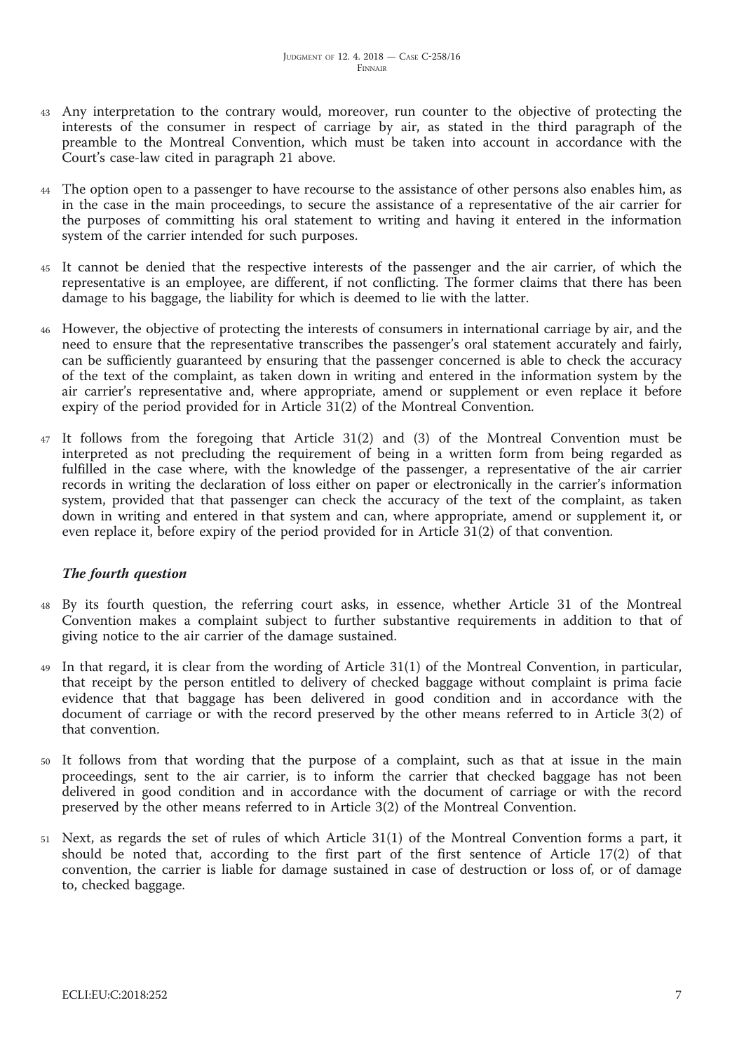43 Any interpretation to the contrary would, moreover, run counter to the objective of protecting the interests of the consumer in respect of carriage by air, as stated in the third paragraph of the preamble to the Montreal Convention, which must be taken into account in accordance with the Court's case-law cited in paragraph 21 above.

44 The option open to a passenger to have recourse to the assistance of other persons also enables him, as in the case in the main proceedings, to secure the assistance of a representative of the air carrier for the purposes of committing his oral statement to writing and having it entered in the information system of the carrier intended for such purposes.

45 It cannot be denied that the respective interests of the passenger and the air carrier, of which the representative is an employee, are different, if not conflicting. The former claims that there has been damage to his baggage, the liability for which is deemed to lie with the latter.

46 However, the objective of protecting the interests of consumers in international carriage by air, and the need to ensure that the representative transcribes the passenger's oral statement accurately and fairly, can be sufficiently guaranteed by ensuring that the passenger concerned is able to check the accuracy of the text of the complaint, as taken down in writing and entered in the information system by the air carrier's representative and, where appropriate, amend or supplement or even replace it before expiry of the period provided for in Article 31(2) of the Montreal Convention.

47 It follows from the foregoing that Article 31(2) and (3) of the Montreal Convention must be interpreted as not precluding the requirement of being in a written form from being regarded as fulfilled in the case where, with the knowledge of the passenger, a representative of the air carrier records in writing the declaration of loss either on paper or electronically in the carrier's information system, provided that that passenger can check the accuracy of the text of the complaint, as taken down in writing and entered in that system and can, where appropriate, amend or supplement it, or even replace it, before expiry of the period provided for in Article 31(2) of that convention.

### *The fourth question*

48 By its fourth question, the referring court asks, in essence, whether Article 31 of the Montreal Convention makes a complaint subject to further substantive requirements in addition to that of giving notice to the air carrier of the damage sustained.

49 In that regard, it is clear from the wording of Article 31(1) of the Montreal Convention, in particular, that receipt by the person entitled to delivery of checked baggage without complaint is prima facie evidence that that baggage has been delivered in good condition and in accordance with the document of carriage or with the record preserved by the other means referred to in Article 3(2) of that convention.

50 It follows from that wording that the purpose of a complaint, such as that at issue in the main proceedings, sent to the air carrier, is to inform the carrier that checked baggage has not been delivered in good condition and in accordance with the document of carriage or with the record preserved by the other means referred to in Article 3(2) of the Montreal Convention.

51 Next, as regards the set of rules of which Article 31(1) of the Montreal Convention forms a part, it should be noted that, according to the first part of the first sentence of Article 17(2) of that convention, the carrier is liable for damage sustained in case of destruction or loss of, or of damage to, checked baggage.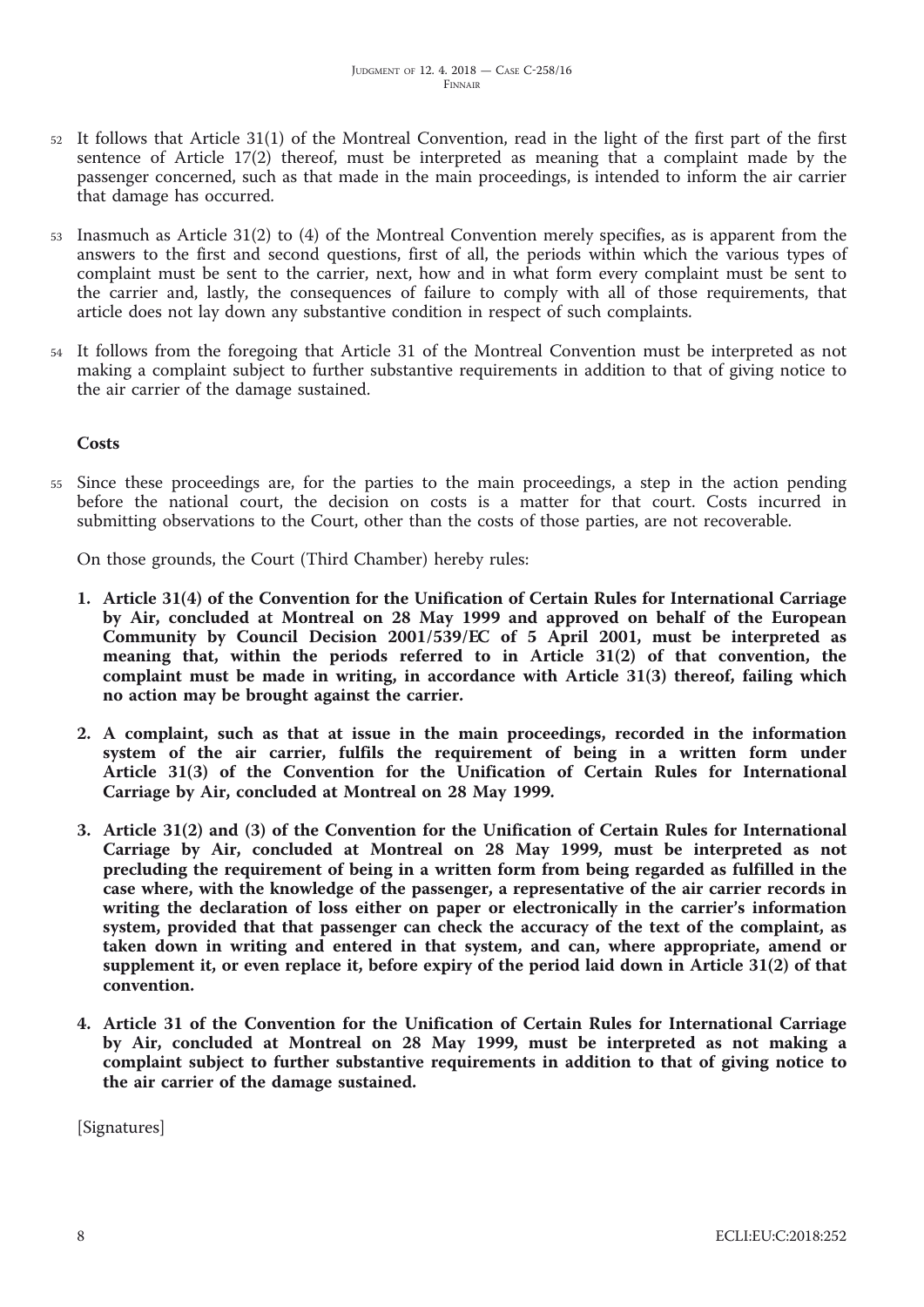52 It follows that Article 31(1) of the Montreal Convention, read in the light of the first part of the first sentence of Article 17(2) thereof, must be interpreted as meaning that a complaint made by the passenger concerned, such as that made in the main proceedings, is intended to inform the air carrier that damage has occurred.

53 Inasmuch as Article 31(2) to (4) of the Montreal Convention merely specifies, as is apparent from the answers to the first and second questions, first of all, the periods within which the various types of complaint must be sent to the carrier, next, how and in what form every complaint must be sent to the carrier and, lastly, the consequences of failure to comply with all of those requirements, that article does not lay down any substantive condition in respect of such complaints.

54 It follows from the foregoing that Article 31 of the Montreal Convention must be interpreted as not making a complaint subject to further substantive requirements in addition to that of giving notice to the air carrier of the damage sustained.

## Costs

55 Since these proceedings are, for the parties to the main proceedings, a step in the action pending before the national court, the decision on costs is a matter for that court. Costs incurred in submitting observations to the Court, other than the costs of those parties, are not recoverable.

On those grounds, the Court (Third Chamber) hereby rules:

1. **Article 31(4) of the Convention for the Unification of Certain Rules for International Carriage by Air, concluded at Montreal on 28 May 1999 and approved on behalf of the European Community by Council Decision 2001/539/EC of 5 April 2001, must be interpreted as meaning that, within the periods referred to in Article 31(2) of that convention, the complaint must be made in writing, in accordance with Article 31(3) thereof, failing which no action may be brought against the carrier.**

2. **A complaint, such as that at issue in the main proceedings, recorded in the information system of the air carrier, fulfils the requirement of being in a written form under Article 31(3) of the Convention for the Unification of Certain Rules for International Carriage by Air, concluded at Montreal on 28 May 1999.**

3. **Article 31(2) and (3) of the Convention for the Unification of Certain Rules for International Carriage by Air, concluded at Montreal on 28 May 1999, must be interpreted as not precluding the requirement of being in a written form from being regarded as fulfilled in the case where, with the knowledge of the passenger, a representative of the air carrier records in writing the declaration of loss either on paper or electronically in the carrier's information system, provided that that passenger can check the accuracy of the text of the complaint, as taken down in writing and entered in that system, and can, where appropriate, amend or supplement it, or even replace it, before expiry of the period laid down in Article 31(2) of that convention.**

4. **Article 31 of the Convention for the Unification of Certain Rules for International Carriage by Air, concluded at Montreal on 28 May 1999, must be interpreted as not making a complaint subject to further substantive requirements in addition to that of giving notice to the air carrier of the damage sustained.**

[Signatures]